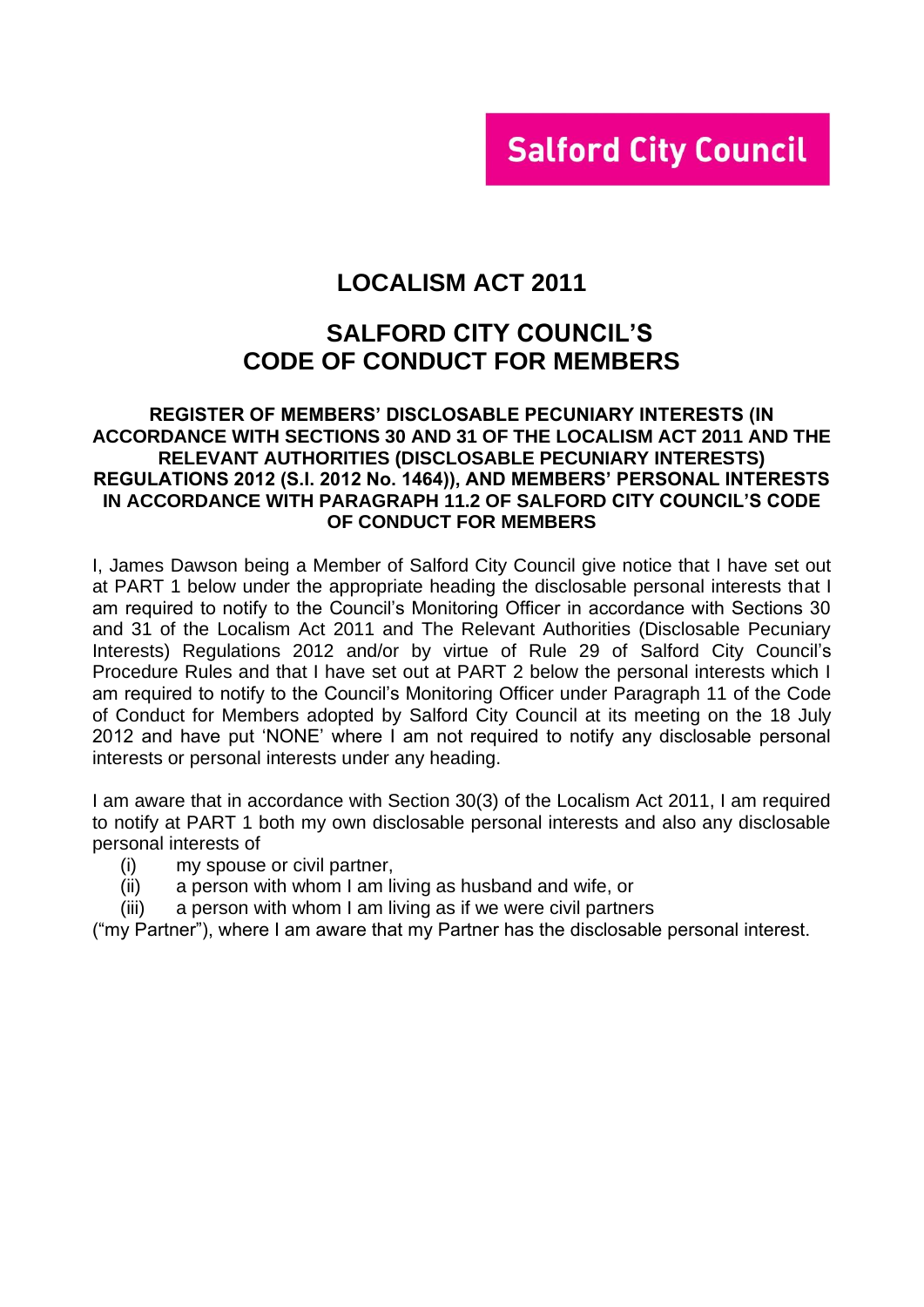Salford City Council

# LOCALISM ACT 2011

## SALFORD CITY COUNCIL'S CODE OF CONDUCT FOR MEMBERS

**REGISTER OF MEMBERS' DISCLOSABLE PECUNIARY INTERESTS (IN ACCORDANCE WITH SECTIONS 30 AND 31 OF THE LOCALISM ACT 2011 AND THE RELEVANT AUTHORITIES (DISCLOSABLE PECUNIARY INTERESTS) REGULATIONS 2012 (S.I. 2012 No. 1464)), AND MEMBERS' PERSONAL INTERESTS IN ACCORDANCE WITH PARAGRAPH 11.2 OF SALFORD CITY COUNCIL'S CODE OF CONDUCT FOR MEMBERS**

I, James Dawson being a Member of Salford City Council give notice that I have set out at PART 1 below under the appropriate heading the disclosable personal interests that I am required to notify to the Council's Monitoring Officer in accordance with Sections 30 and 31 of the Localism Act 2011 and The Relevant Authorities (Disclosable Pecuniary Interests) Regulations 2012 and/or by virtue of Rule 29 of Salford City Council's Procedure Rules and that I have set out at PART 2 below the personal interests which I am required to notify to the Council's Monitoring Officer under Paragraph 11 of the Code of Conduct for Members adopted by Salford City Council at its meeting on the 18 July 2012 and have put 'NONE' where I am not required to notify any disclosable personal interests or personal interests under any heading.

I am aware that in accordance with Section 30(3) of the Localism Act 2011, I am required to notify at PART 1 both my own disclosable personal interests and also any disclosable personal interests of

(i) my spouse or civil partner,
(ii) a person with whom I am living as husband and wife, or
(iii) a person with whom I am living as if we were civil partners

("my Partner"), where I am aware that my Partner has the disclosable personal interest.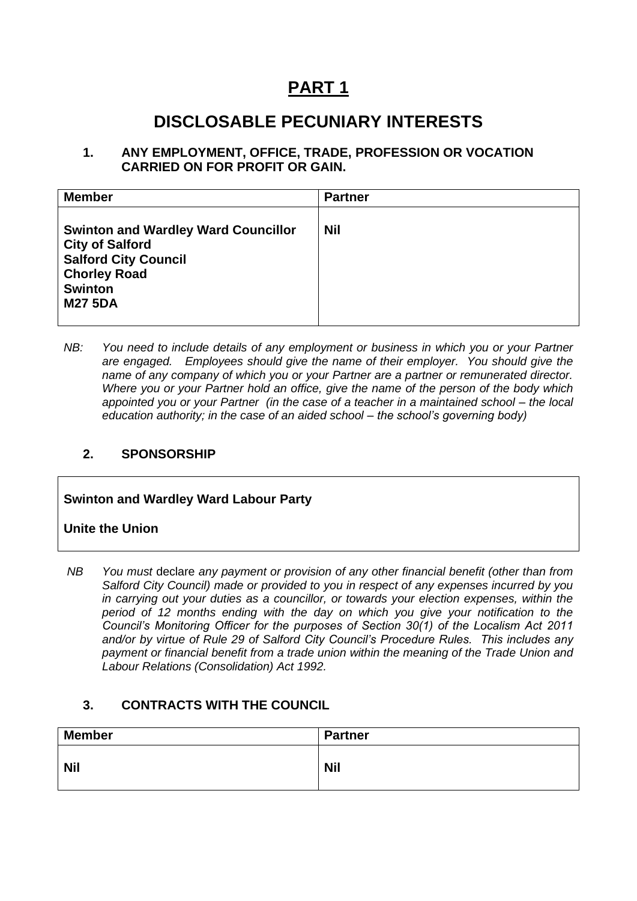# PART 1

## DISCLOSABLE PECUNIARY INTERESTS

### 1. ANY EMPLOYMENT, OFFICE, TRADE, PROFESSION OR VOCATION CARRIED ON FOR PROFIT OR GAIN.

| Member | Partner |
|---|---|
| **Swinton and Wardley Ward Councillor**<br>**City of Salford**<br>**Salford City Council**<br>**Chorley Road**<br>**Swinton**<br>**M27 5DA** | **Nil** |

*NB: You need to include details of any employment or business in which you or your Partner are engaged. Employees should give the name of their employer. You should give the name of any company of which you or your Partner are a partner or remunerated director. Where you or your Partner hold an office, give the name of the person of the body which appointed you or your Partner (in the case of a teacher in a maintained school – the local education authority; in the case of an aided school – the school's governing body)*

### 2. SPONSORSHIP

**Swinton and Wardley Ward Labour Party**

**Unite the Union**

*NB You must* declare *any payment or provision of any other financial benefit (other than from Salford City Council) made or provided to you in respect of any expenses incurred by you in carrying out your duties as a councillor, or towards your election expenses, within the period of 12 months ending with the day on which you give your notification to the Council's Monitoring Officer for the purposes of Section 30(1) of the Localism Act 2011 and/or by virtue of Rule 29 of Salford City Council's Procedure Rules. This includes any payment or financial benefit from a trade union within the meaning of the Trade Union and Labour Relations (Consolidation) Act 1992.*

### 3. CONTRACTS WITH THE COUNCIL

| Member | Partner |
|---|---|
| **Nil** | **Nil** |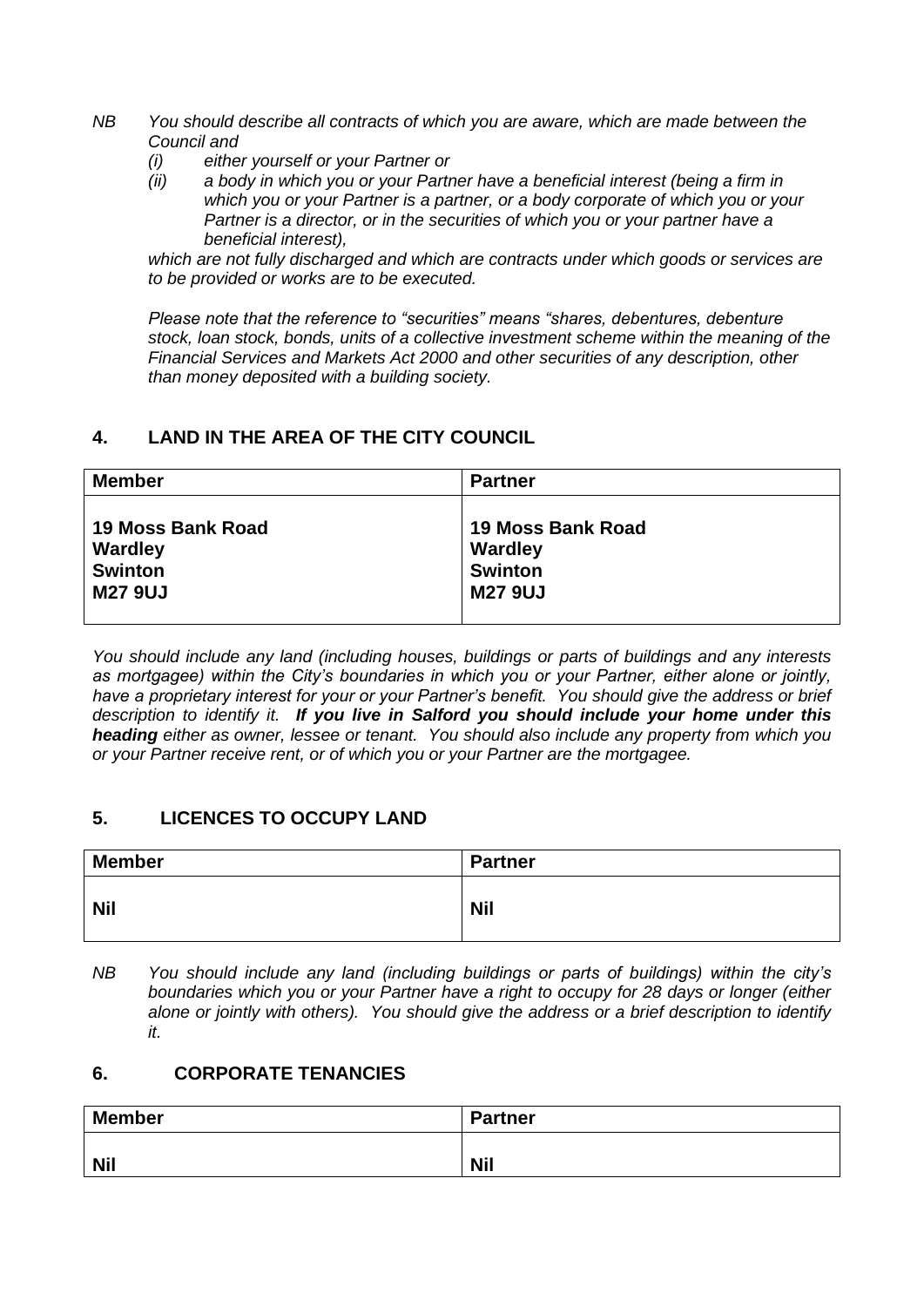*NB You should describe all contracts of which you are aware, which are made between the Council and*

*(i) either yourself or your Partner or*

*(ii) a body in which you or your Partner have a beneficial interest (being a firm in which you or your Partner is a partner, or a body corporate of which you or your Partner is a director, or in the securities of which you or your partner have a beneficial interest),*

*which are not fully discharged and which are contracts under which goods or services are to be provided or works are to be executed.*

*Please note that the reference to "securities" means "shares, debentures, debenture stock, loan stock, bonds, units of a collective investment scheme within the meaning of the Financial Services and Markets Act 2000 and other securities of any description, other than money deposited with a building society.*

## 4. LAND IN THE AREA OF THE CITY COUNCIL

| Member | Partner |
|---|---|
| **19 Moss Bank Road**<br>**Wardley**<br>**Swinton**<br>**M27 9UJ** | **19 Moss Bank Road**<br>**Wardley**<br>**Swinton**<br>**M27 9UJ** |

*You should include any land (including houses, buildings or parts of buildings and any interests as mortgagee) within the City's boundaries in which you or your Partner, either alone or jointly, have a proprietary interest for your or your Partner's benefit. You should give the address or brief description to identify it.* ***If you live in Salford you should include your home under this heading*** *either as owner, lessee or tenant. You should also include any property from which you or your Partner receive rent, or of which you or your Partner are the mortgagee.*

## 5. LICENCES TO OCCUPY LAND

| Member | Partner |
|---|---|
| **Nil** | **Nil** |

*NB You should include any land (including buildings or parts of buildings) within the city's boundaries which you or your Partner have a right to occupy for 28 days or longer (either alone or jointly with others). You should give the address or a brief description to identify it.*

## 6. CORPORATE TENANCIES

| Member | Partner |
|---|---|
| **Nil** | **Nil** |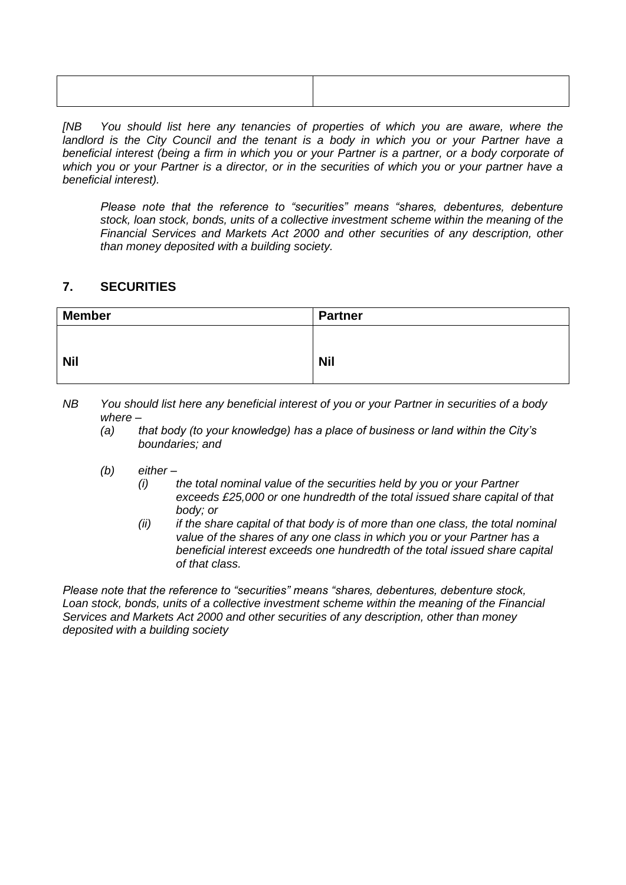| | |
|---|---|
| | |

*[NB You should list here any tenancies of properties of which you are aware, where the landlord is the City Council and the tenant is a body in which you or your Partner have a beneficial interest (being a firm in which you or your Partner is a partner, or a body corporate of which you or your Partner is a director, or in the securities of which you or your partner have a beneficial interest).*

*Please note that the reference to "securities" means "shares, debentures, debenture stock, loan stock, bonds, units of a collective investment scheme within the meaning of the Financial Services and Markets Act 2000 and other securities of any description, other than money deposited with a building society.*

## 7. SECURITIES

| Member | Partner |
|---|---|
| **Nil** | **Nil** |

*NB You should list here any beneficial interest of you or your Partner in securities of a body where –*

*(a) that body (to your knowledge) has a place of business or land within the City's boundaries; and*

*(b) either –*

*(i) the total nominal value of the securities held by you or your Partner exceeds £25,000 or one hundredth of the total issued share capital of that body; or*

*(ii) if the share capital of that body is of more than one class, the total nominal value of the shares of any one class in which you or your Partner has a beneficial interest exceeds one hundredth of the total issued share capital of that class.*

*Please note that the reference to "securities" means "shares, debentures, debenture stock, Loan stock, bonds, units of a collective investment scheme within the meaning of the Financial Services and Markets Act 2000 and other securities of any description, other than money deposited with a building society*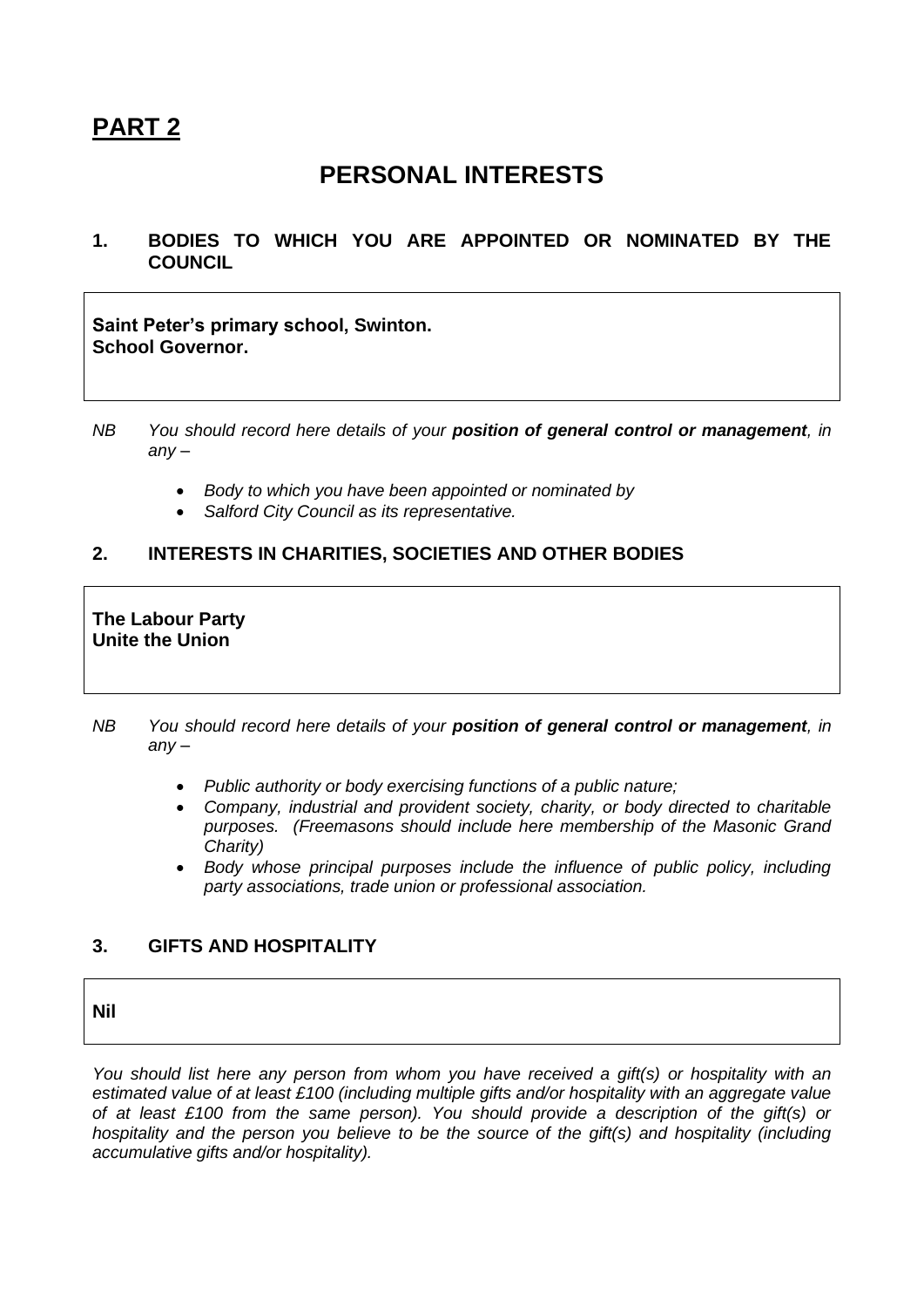# PART 2

## PERSONAL INTERESTS

### 1. BODIES TO WHICH YOU ARE APPOINTED OR NOMINATED BY THE COUNCIL

**Saint Peter's primary school, Swinton.**
**School Governor.**

*NB You should record here details of your **position of general control or management**, in any –*

- *Body to which you have been appointed or nominated by*
- *Salford City Council as its representative.*

### 2. INTERESTS IN CHARITIES, SOCIETIES AND OTHER BODIES

**The Labour Party**
**Unite the Union**

*NB You should record here details of your **position of general control or management**, in any –*

- *Public authority or body exercising functions of a public nature;*
- *Company, industrial and provident society, charity, or body directed to charitable purposes. (Freemasons should include here membership of the Masonic Grand Charity)*
- *Body whose principal purposes include the influence of public policy, including party associations, trade union or professional association.*

### 3. GIFTS AND HOSPITALITY

**Nil**

*You should list here any person from whom you have received a gift(s) or hospitality with an estimated value of at least £100 (including multiple gifts and/or hospitality with an aggregate value of at least £100 from the same person). You should provide a description of the gift(s) or hospitality and the person you believe to be the source of the gift(s) and hospitality (including accumulative gifts and/or hospitality).*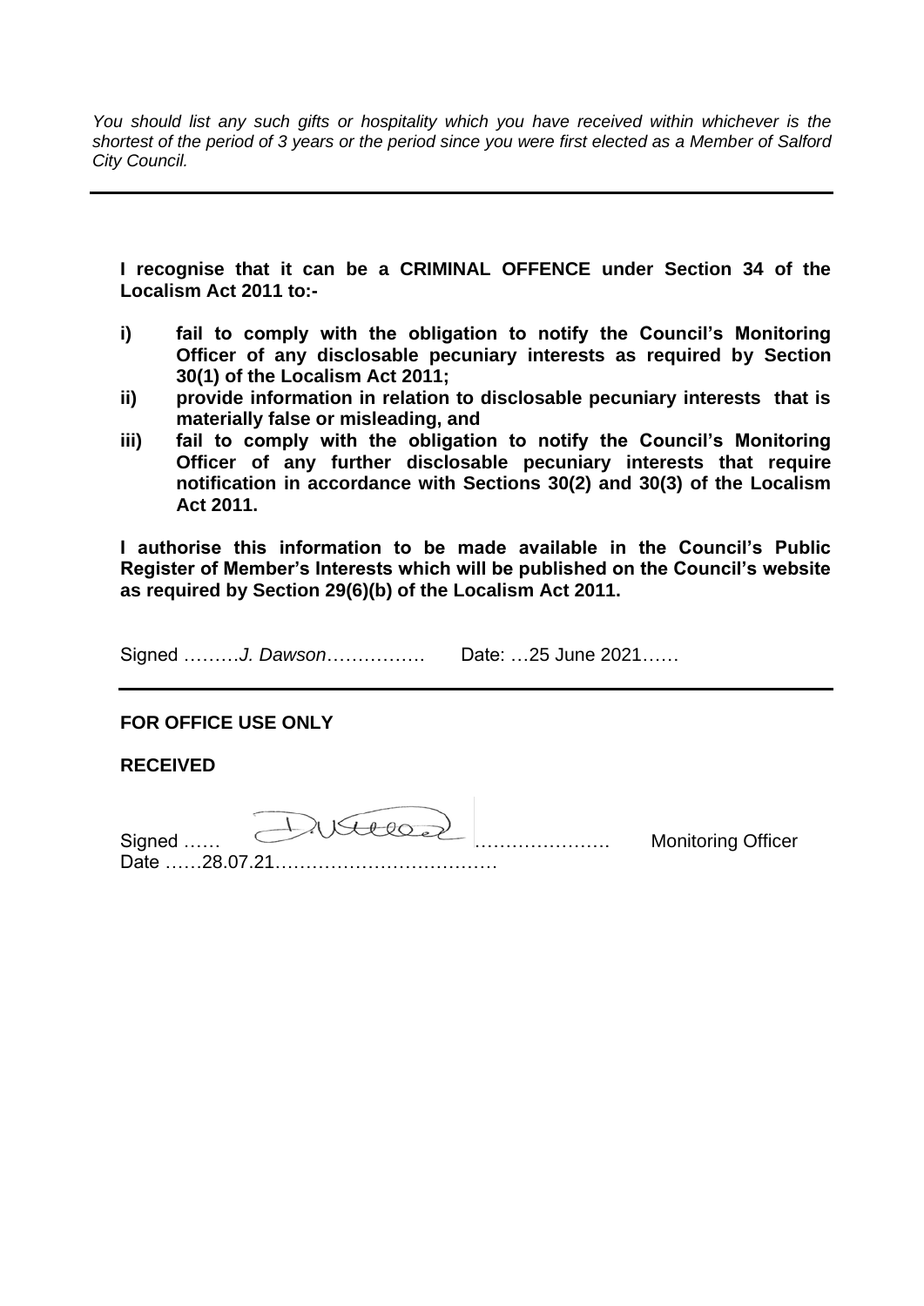*You should list any such gifts or hospitality which you have received within whichever is the shortest of the period of 3 years or the period since you were first elected as a Member of Salford City Council.*

---

**I recognise that it can be a CRIMINAL OFFENCE under Section 34 of the Localism Act 2011 to:-**

**i) fail to comply with the obligation to notify the Council's Monitoring Officer of any disclosable pecuniary interests as required by Section 30(1) of the Localism Act 2011;**

**ii) provide information in relation to disclosable pecuniary interests that is materially false or misleading, and**

**iii) fail to comply with the obligation to notify the Council's Monitoring Officer of any further disclosable pecuniary interests that require notification in accordance with Sections 30(2) and 30(3) of the Localism Act 2011.**

**I authorise this information to be made available in the Council's Public Register of Member's Interests which will be published on the Council's website as required by Section 29(6)(b) of the Localism Act 2011.**

Signed ………*J. Dawson*……………. Date: …25 June 2021……

---

**FOR OFFICE USE ONLY**

**RECEIVED**

Signed …… [signature] …………………. Monitoring Officer

Date ……28.07.21………………………………